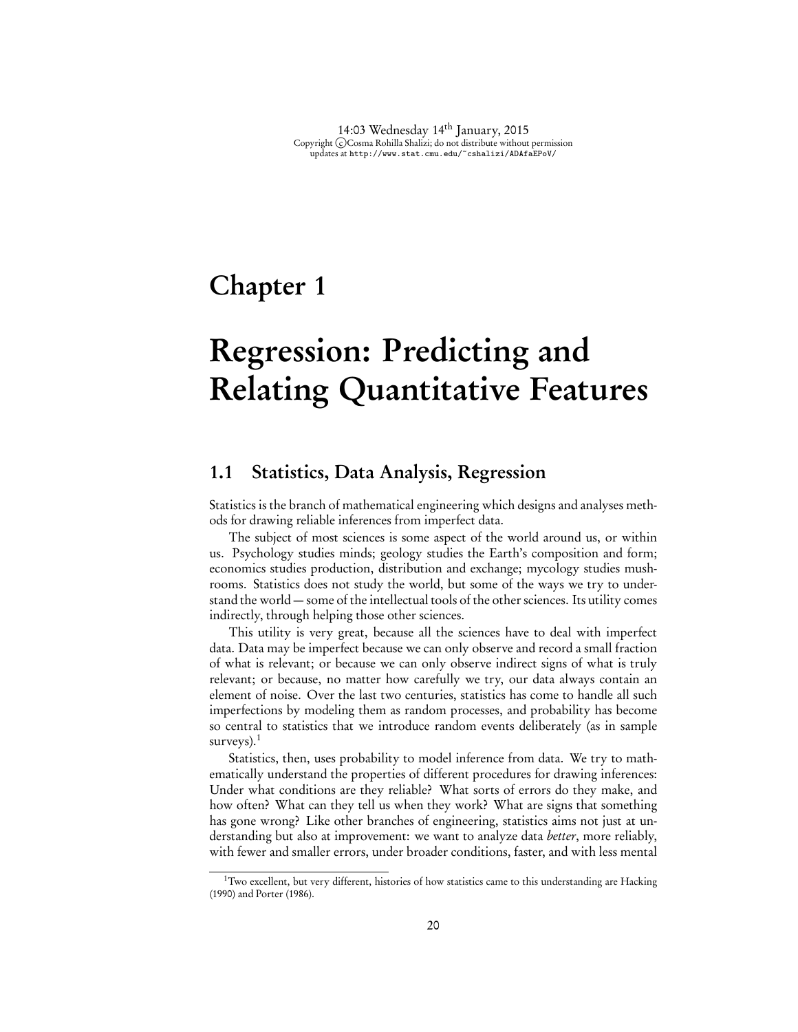# Chapter 1

# Regression: Predicting and Relating Quantitative Features

## 1.1 Statistics, Data Analysis, Regression

Statistics is the branch of mathematical engineering which designs and analyses methods for drawing reliable inferences from imperfect data.

The subject of most sciences is some aspect of the world around us, or within us. Psychology studies minds; geology studies the Earth's composition and form; economics studies production, distribution and exchange; mycology studies mushrooms. Statistics does not study the world, but some of the ways we try to understand the world — some of the intellectual tools of the other sciences. Its utility comes indirectly, through helping those other sciences.

This utility is very great, because all the sciences have to deal with imperfect data. Data may be imperfect because we can only observe and record a small fraction of what is relevant; or because we can only observe indirect signs of what is truly relevant; or because, no matter how carefully we try, our data always contain an element of noise. Over the last two centuries, statistics has come to handle all such imperfections by modeling them as random processes, and probability has become so central to statistics that we introduce random events deliberately (as in sample surveys).[1]

Statistics, then, uses probability to model inference from data. We try to mathematically understand the properties of different procedures for drawing inferences: Under what conditions are they reliable? What sorts of errors do they make, and how often? What can they tell us when they work? What are signs that something has gone wrong? Like other branches of engineering, statistics aims not just at understanding but also at improvement: we want to analyze data *better*, more reliably, with fewer and smaller errors, under broader conditions, faster, and with less mental

[1]Two excellent, but very different, histories of how statistics came to this understanding are Hacking (1990) and Porter (1986).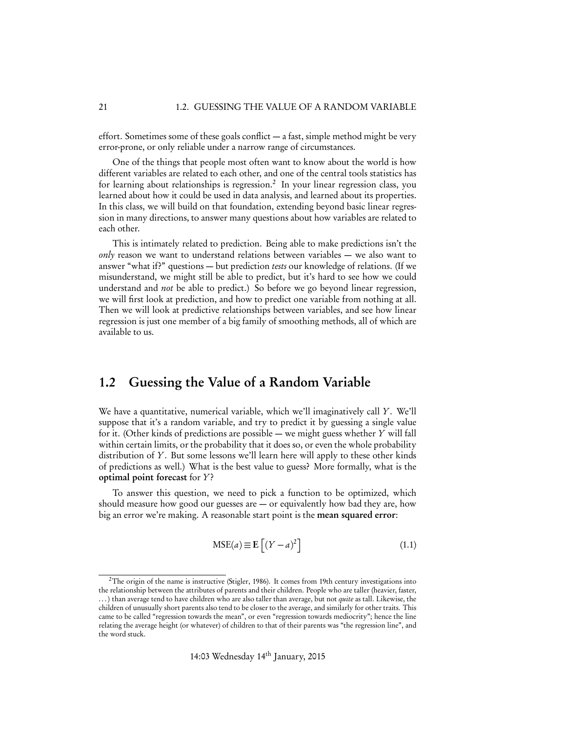effort. Sometimes some of these goals conflict — a fast, simple method might be very error-prone, or only reliable under a narrow range of circumstances.

One of the things that people most often want to know about the world is how different variables are related to each other, and one of the central tools statistics has for learning about relationships is regression.[2] In your linear regression class, you learned about how it could be used in data analysis, and learned about its properties. In this class, we will build on that foundation, extending beyond basic linear regression in many directions, to answer many questions about how variables are related to each other.

This is intimately related to prediction. Being able to make predictions isn't the *only* reason we want to understand relations between variables — we also want to answer "what if?" questions — but prediction *tests* our knowledge of relations. (If we misunderstand, we might still be able to predict, but it's hard to see how we could understand and *not* be able to predict.) So before we go beyond linear regression, we will first look at prediction, and how to predict one variable from nothing at all. Then we will look at predictive relationships between variables, and see how linear regression is just one member of a big family of smoothing methods, all of which are available to us.

## 1.2 Guessing the Value of a Random Variable

We have a quantitative, numerical variable, which we'll imaginatively call $Y$. We'll suppose that it's a random variable, and try to predict it by guessing a single value for it. (Other kinds of predictions are possible — we might guess whether $Y$ will fall within certain limits, or the probability that it does so, or even the whole probability distribution of $Y$. But some lessons we'll learn here will apply to these other kinds of predictions as well.) What is the best value to guess? More formally, what is the **optimal point forecast** for $Y$?

To answer this question, we need to pick a function to be optimized, which should measure how good our guesses are — or equivalently how bad they are, how big an error we're making. A reasonable start point is the **mean squared error**:

$$\text{MSE}(a) \equiv \mathbf{E}\left[(Y-a)^2\right] \tag{1.1}$$

[2] The origin of the name is instructive (Stigler, 1986). It comes from 19th century investigations into the relationship between the attributes of parents and their children. People who are taller (heavier, faster, ...) than average tend to have children who are also taller than average, but not *quite* as tall. Likewise, the children of unusually short parents also tend to be closer to the average, and similarly for other traits. This came to be called "regression towards the mean", or even "regression towards mediocrity"; hence the line relating the average height (or whatever) of children to that of their parents was "the regression line", and the word stuck.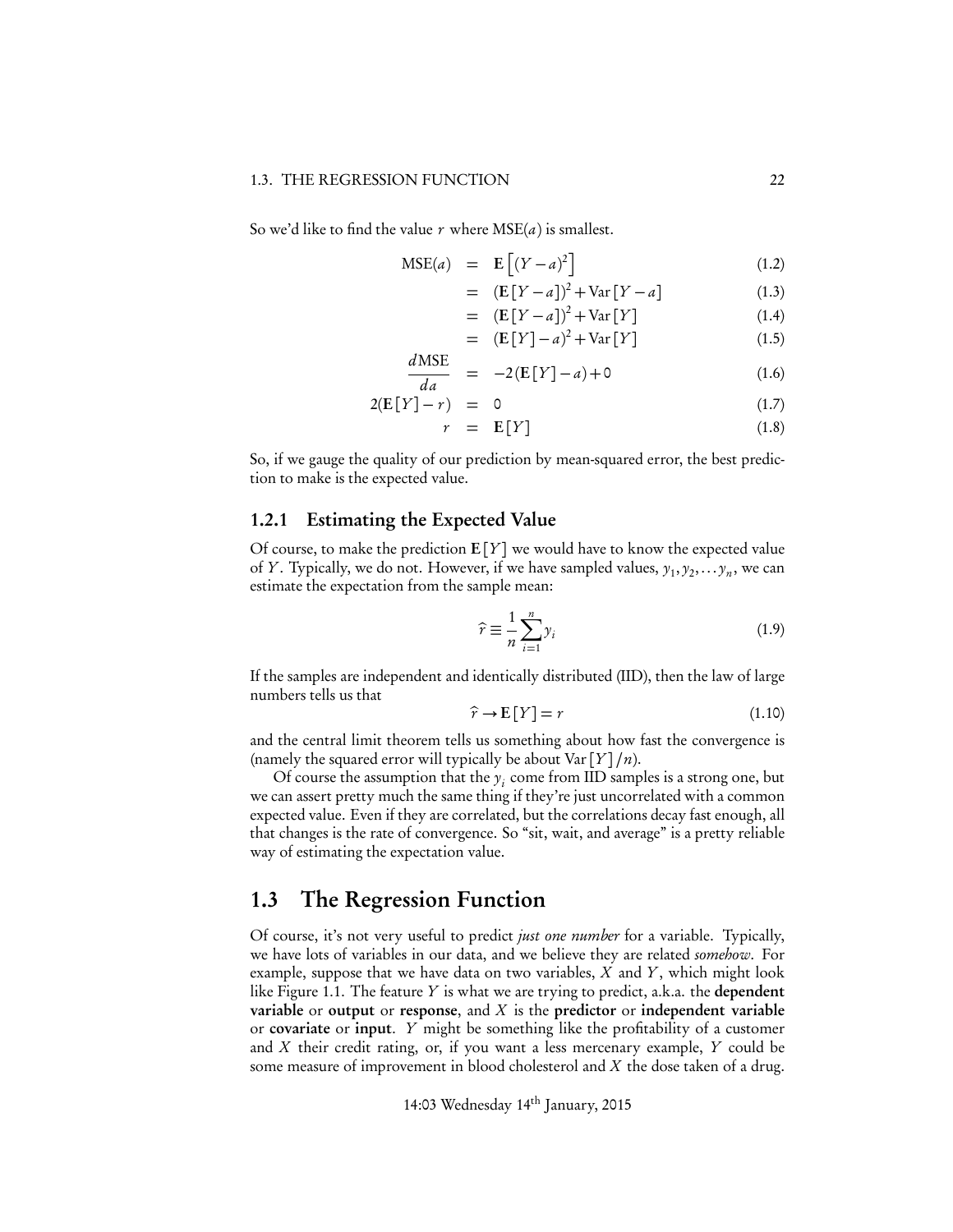So we'd like to find the value $r$ where MSE($a$) is smallest.

$$
\begin{aligned}
\text{MSE}(a) &= \mathbf{E}\left[(Y-a)^2\right] & (1.2)\\
&= (\mathbf{E}[Y-a])^2 + \text{Var}[Y-a] & (1.3)\\
&= (\mathbf{E}[Y-a])^2 + \text{Var}[Y] & (1.4)\\
&= (\mathbf{E}[Y]-a)^2 + \text{Var}[Y] & (1.5)\\
\frac{d\text{MSE}}{da} &= -2(\mathbf{E}[Y]-a) + 0 & (1.6)\\
2(\mathbf{E}[Y]-r) &= 0 & (1.7)\\
r &= \mathbf{E}[Y] & (1.8)
\end{aligned}
$$

So, if we gauge the quality of our prediction by mean-squared error, the best prediction to make is the expected value.

### 1.2.1 Estimating the Expected Value

Of course, to make the prediction $\mathbf{E}[Y]$ we would have to know the expected value of $Y$. Typically, we do not. However, if we have sampled values, $y_1, y_2, \ldots y_n$, we can estimate the expectation from the sample mean:

$$
\widehat{r} \equiv \frac{1}{n}\sum_{i=1}^{n} y_i \tag{1.9}
$$

If the samples are independent and identically distributed (IID), then the law of large numbers tells us that

$$
\widehat{r} \rightarrow \mathbf{E}[Y] = r \tag{1.10}
$$

and the central limit theorem tells us something about how fast the convergence is (namely the squared error will typically be about $\text{Var}[Y]/n$).

Of course the assumption that the $y_i$ come from IID samples is a strong one, but we can assert pretty much the same thing if they're just uncorrelated with a common expected value. Even if they are correlated, but the correlations decay fast enough, all that changes is the rate of convergence. So "sit, wait, and average" is a pretty reliable way of estimating the expectation value.

## 1.3 The Regression Function

Of course, it's not very useful to predict *just one number* for a variable. Typically, we have lots of variables in our data, and we believe they are related *somehow*. For example, suppose that we have data on two variables, $X$ and $Y$, which might look like Figure 1.1. The feature $Y$ is what we are trying to predict, a.k.a. the **dependent variable** or **output** or **response**, and $X$ is the **predictor** or **independent variable** or **covariate** or **input**. $Y$ might be something like the profitability of a customer and $X$ their credit rating, or, if you want a less mercenary example, $Y$ could be some measure of improvement in blood cholesterol and $X$ the dose taken of a drug.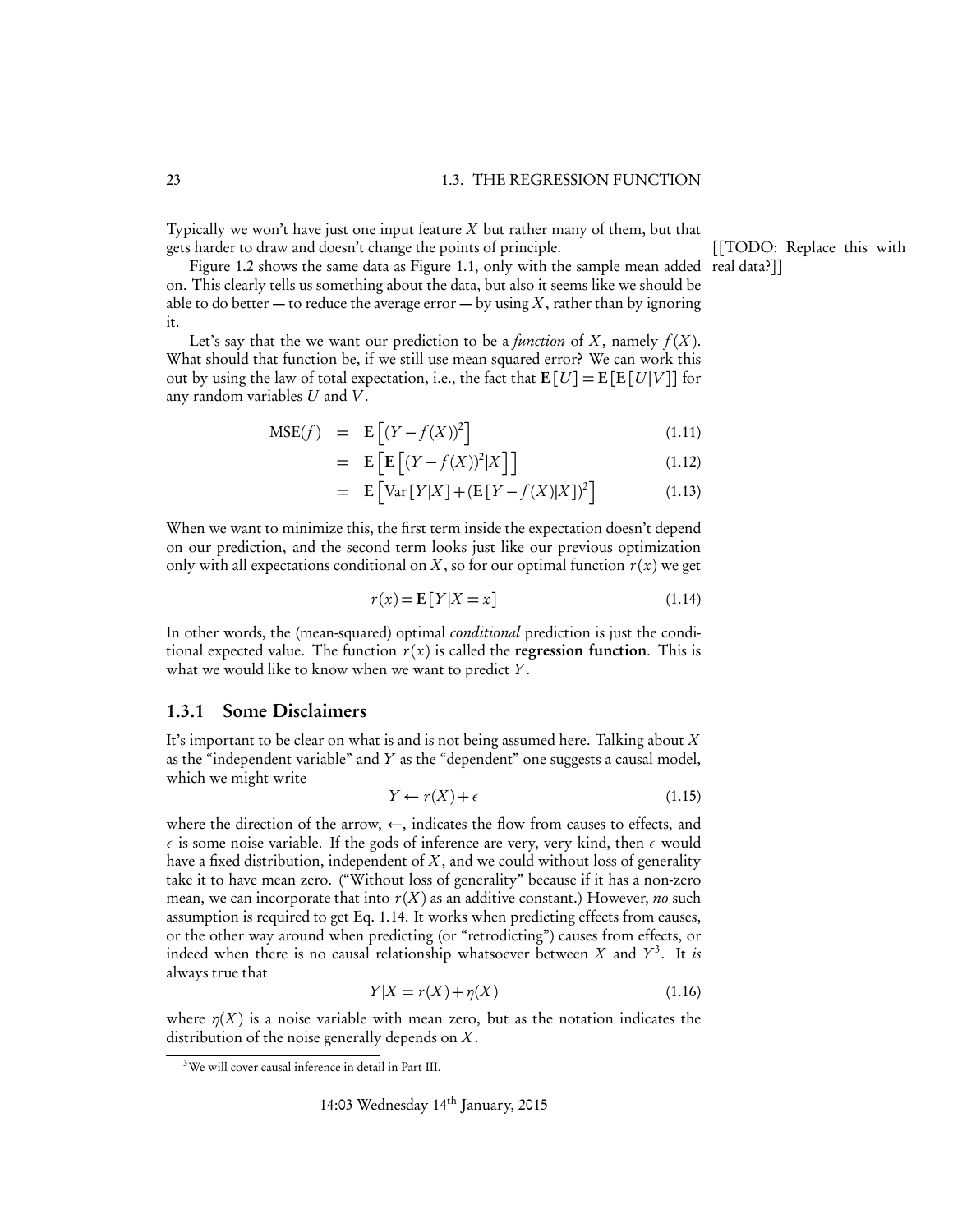Typically we won't have just one input feature $X$ but rather many of them, but that gets harder to draw and doesn't change the points of principle.

[[TODO: Replace this with real data?]]

Figure 1.2 shows the same data as Figure 1.1, only with the sample mean added on. This clearly tells us something about the data, but also it seems like we should be able to do better — to reduce the average error — by using $X$, rather than by ignoring it.

Let's say that the we want our prediction to be a *function* of $X$, namely $f(X)$. What should that function be, if we still use mean squared error? We can work this out by using the law of total expectation, i.e., the fact that $\mathbf{E}[U] = \mathbf{E}[\mathbf{E}[U|V]]$ for any random variables $U$ and $V$.

$$\begin{aligned}
\text{MSE}(f) &= \mathbf{E}\left[(Y - f(X))^2\right] && (1.11)\\
&= \mathbf{E}\left[\mathbf{E}\left[(Y - f(X))^2|X\right]\right] && (1.12)\\
&= \mathbf{E}\left[\text{Var}[Y|X] + (\mathbf{E}[Y - f(X)|X])^2\right] && (1.13)
\end{aligned}$$

When we want to minimize this, the first term inside the expectation doesn't depend on our prediction, and the second term looks just like our previous optimization only with all expectations conditional on $X$, so for our optimal function $r(x)$ we get

$$r(x) = \mathbf{E}[Y|X = x] \tag{1.14}$$

In other words, the (mean-squared) optimal *conditional* prediction is just the conditional expected value. The function $r(x)$ is called the **regression function**. This is what we would like to know when we want to predict $Y$.

### 1.3.1 Some Disclaimers

It's important to be clear on what is and is not being assumed here. Talking about $X$ as the "independent variable" and $Y$ as the "dependent" one suggests a causal model, which we might write

$$Y \leftarrow r(X) + \epsilon \tag{1.15}$$

where the direction of the arrow, $\leftarrow$, indicates the flow from causes to effects, and $\epsilon$ is some noise variable. If the gods of inference are very, very kind, then $\epsilon$ would have a fixed distribution, independent of $X$, and we could without loss of generality take it to have mean zero. ("Without loss of generality" because if it has a non-zero mean, we can incorporate that into $r(X)$ as an additive constant.) However, *no* such assumption is required to get Eq. 1.14. It works when predicting effects from causes, or the other way around when predicting (or "retrodicting") causes from effects, or indeed when there is no causal relationship whatsoever between $X$ and $Y$[3]. It *is* always true that

$$Y|X = r(X) + \eta(X) \tag{1.16}$$

where $\eta(X)$ is a noise variable with mean zero, but as the notation indicates the distribution of the noise generally depends on $X$.

[3] We will cover causal inference in detail in Part III.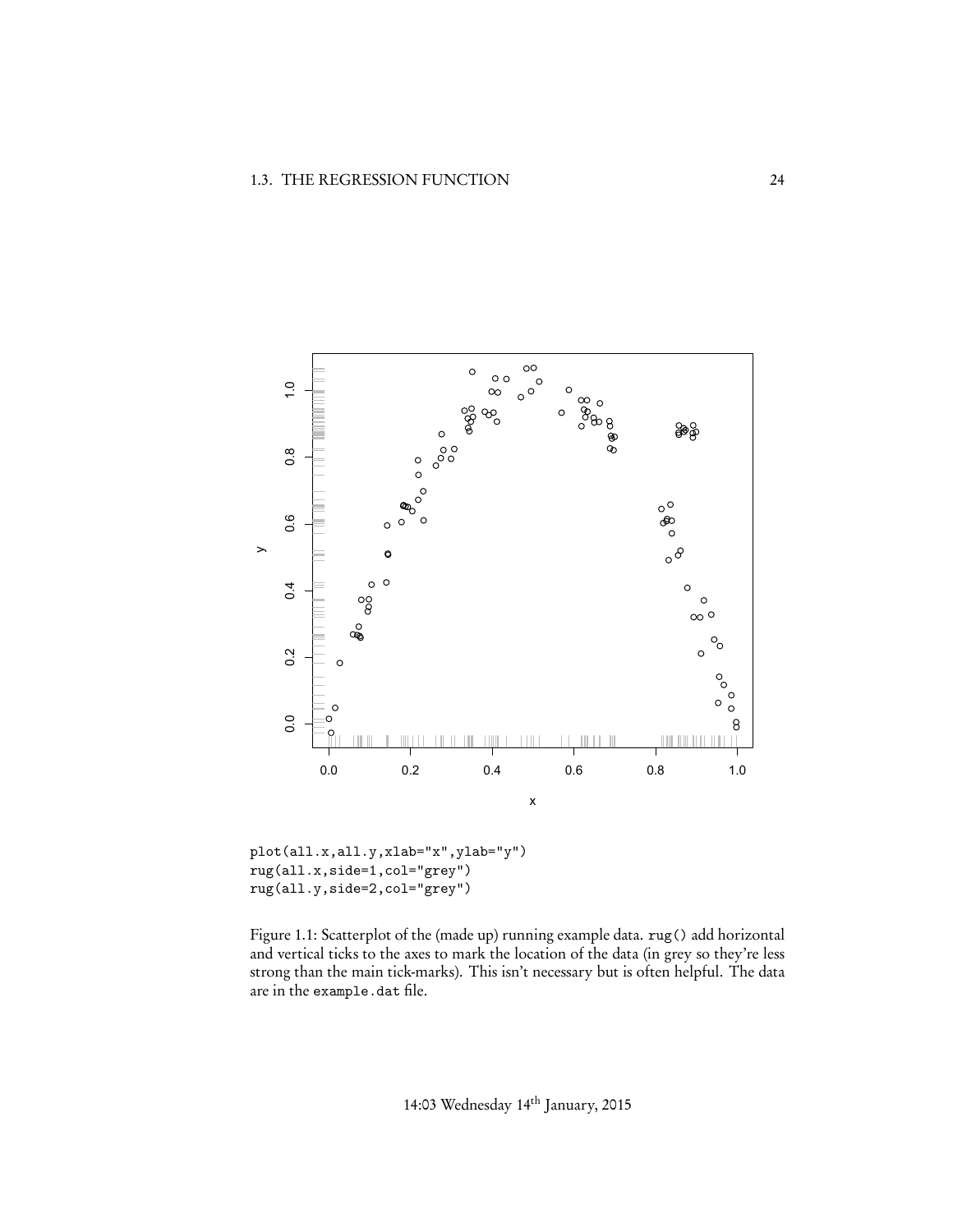```
plot(all.x,all.y,xlab="x",ylab="y")
rug(all.x,side=1,col="grey")
rug(all.y,side=2,col="grey")
```

Figure 1.1: Scatterplot of the (made up) running example data. `rug()` add horizontal and vertical ticks to the axes to mark the location of the data (in grey so they're less strong than the main tick-marks). This isn't necessary but is often helpful. The data are in the `example.dat` file.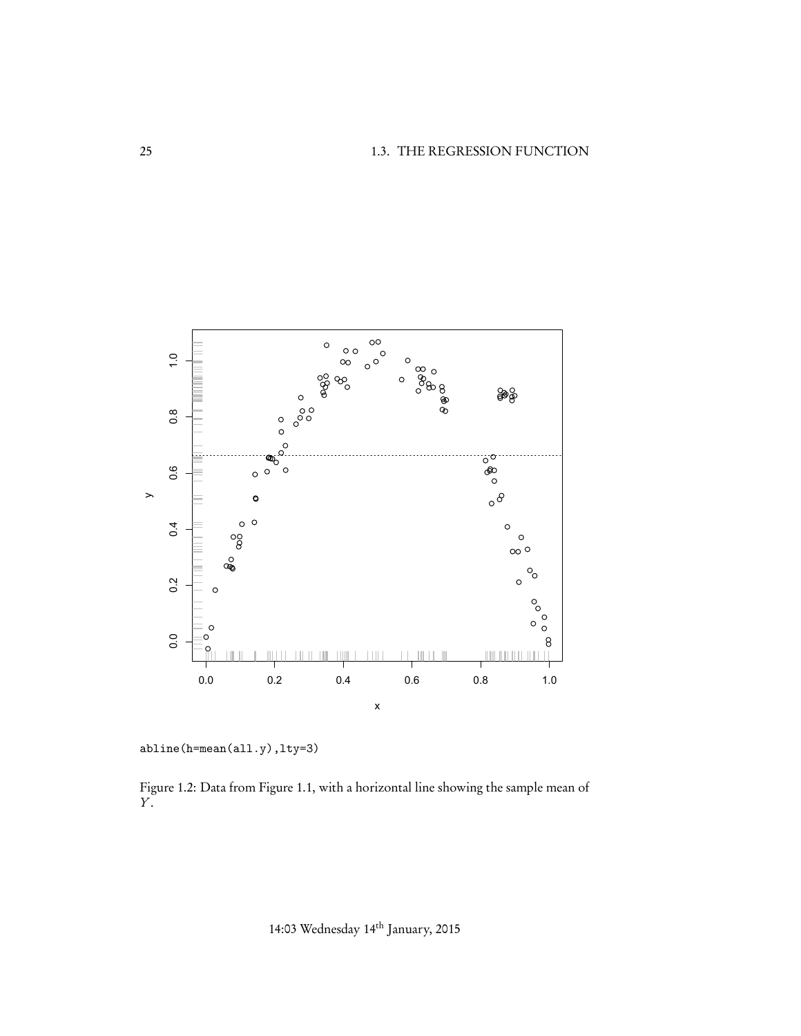```
abline(h=mean(all.y),lty=3)
```

Figure 1.2: Data from Figure 1.1, with a horizontal line showing the sample mean of $Y$.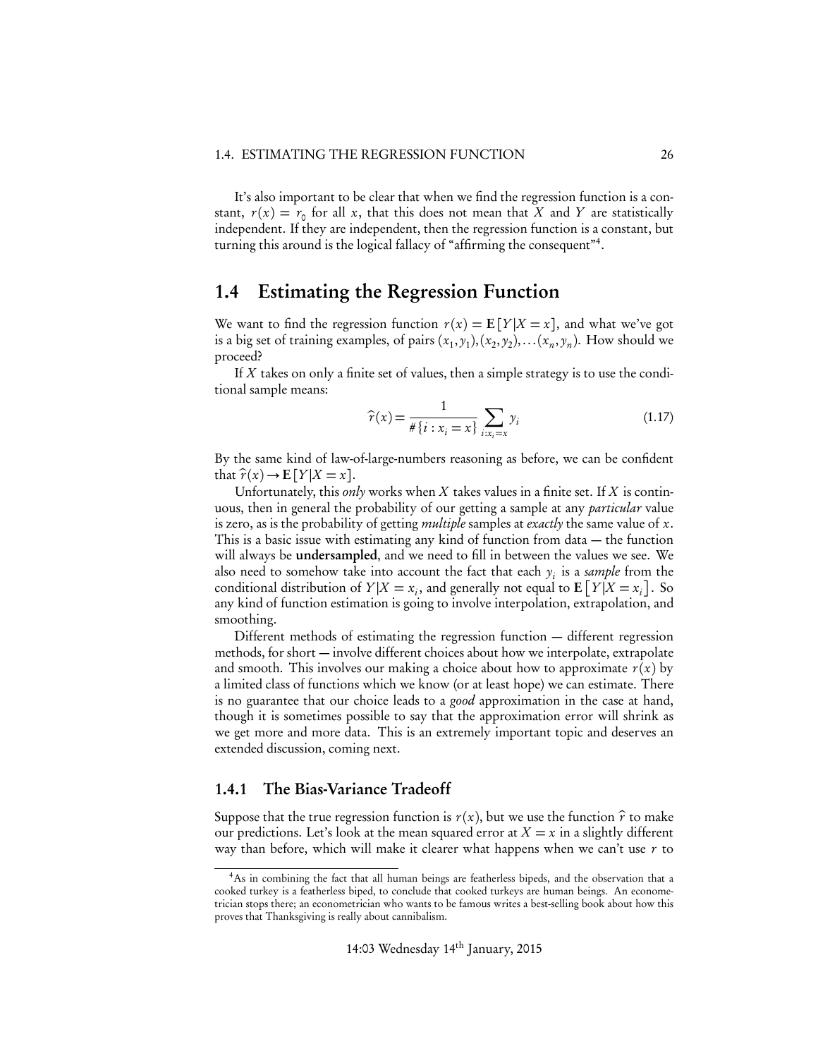It's also important to be clear that when we find the regression function is a constant, $r(x) = r_0$ for all $x$, that this does not mean that $X$ and $Y$ are statistically independent. If they are independent, then the regression function is a constant, but turning this around is the logical fallacy of "affirming the consequent"[4].

## 1.4 Estimating the Regression Function

We want to find the regression function $r(x) = \mathbf{E}[Y|X = x]$, and what we've got is a big set of training examples, of pairs $(x_1, y_1), (x_2, y_2), \ldots (x_n, y_n)$. How should we proceed?

If $X$ takes on only a finite set of values, then a simple strategy is to use the conditional sample means:

$$\widehat{r}(x) = \frac{1}{\#\{i : x_i = x\}} \sum_{i:x_i = x} y_i \tag{1.17}$$

By the same kind of law-of-large-numbers reasoning as before, we can be confident that $\widehat{r}(x) \to \mathbf{E}[Y|X = x]$.

Unfortunately, this *only* works when $X$ takes values in a finite set. If $X$ is continuous, then in general the probability of our getting a sample at any *particular* value is zero, as is the probability of getting *multiple* samples at *exactly* the same value of $x$. This is a basic issue with estimating any kind of function from data — the function will always be **undersampled**, and we need to fill in between the values we see. We also need to somehow take into account the fact that each $y_i$ is a *sample* from the conditional distribution of $Y|X = x_i$, and generally not equal to $\mathbf{E}[Y|X = x_i]$. So any kind of function estimation is going to involve interpolation, extrapolation, and smoothing.

Different methods of estimating the regression function — different regression methods, for short — involve different choices about how we interpolate, extrapolate and smooth. This involves our making a choice about how to approximate $r(x)$ by a limited class of functions which we know (or at least hope) we can estimate. There is no guarantee that our choice leads to a *good* approximation in the case at hand, though it is sometimes possible to say that the approximation error will shrink as we get more and more data. This is an extremely important topic and deserves an extended discussion, coming next.

### 1.4.1 The Bias-Variance Tradeoff

Suppose that the true regression function is $r(x)$, but we use the function $\widehat{r}$ to make our predictions. Let's look at the mean squared error at $X = x$ in a slightly different way than before, which will make it clearer what happens when we can't use $r$ to

[4] As in combining the fact that all human beings are featherless bipeds, and the observation that a cooked turkey is a featherless biped, to conclude that cooked turkeys are human beings. An econometrician stops there; an econometrician who wants to be famous writes a best-selling book about how this proves that Thanksgiving is really about cannibalism.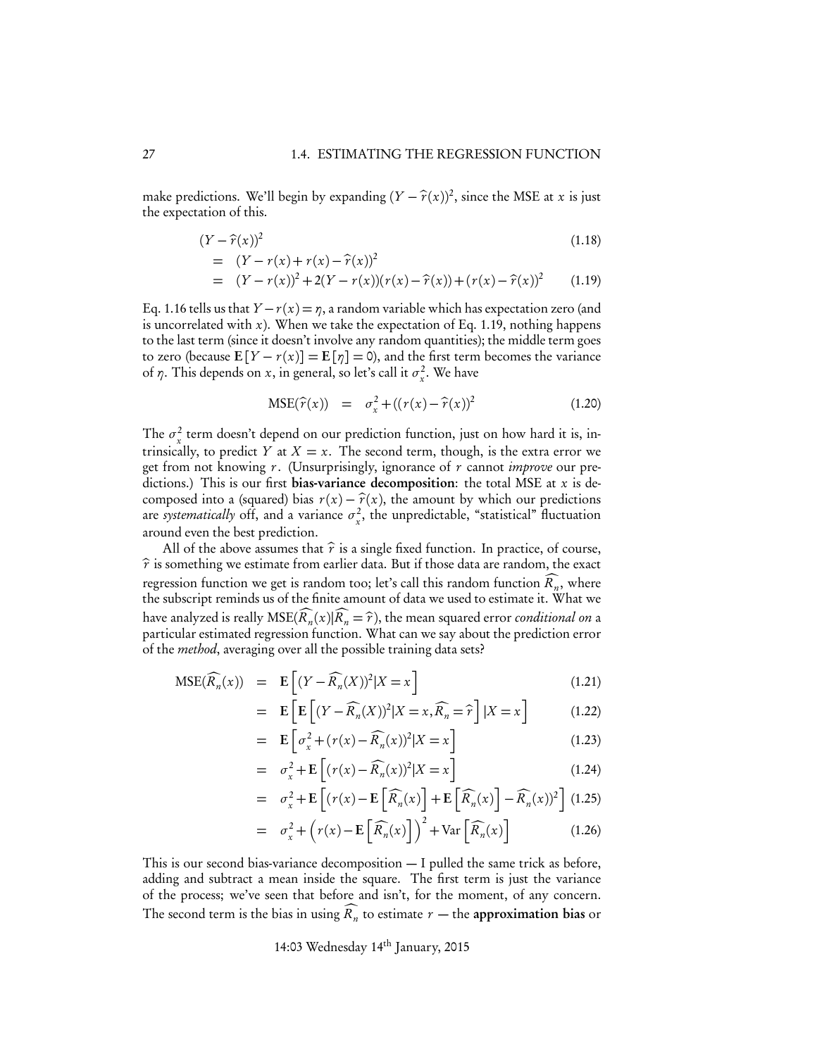make predictions. We'll begin by expanding $(Y - \widehat{r}(x))^2$, since the MSE at $x$ is just the expectation of this.

$$
\begin{aligned}
&(Y - \widehat{r}(x))^2 && (1.18)\\
&= (Y - r(x) + r(x) - \widehat{r}(x))^2 \\
&= (Y - r(x))^2 + 2(Y - r(x))(r(x) - \widehat{r}(x)) + (r(x) - \widehat{r}(x))^2 && (1.19)
\end{aligned}
$$

Eq. 1.16 tells us that $Y - r(x) = \eta$, a random variable which has expectation zero (and is uncorrelated with $x$). When we take the expectation of Eq. 1.19, nothing happens to the last term (since it doesn't involve any random quantities); the middle term goes to zero (because $\mathbf{E}[Y - r(x)] = \mathbf{E}[\eta] = 0$), and the first term becomes the variance of $\eta$. This depends on $x$, in general, so let's call it $\sigma_x^2$. We have

$$
\mathrm{MSE}(\widehat{r}(x)) = \sigma_x^2 + ((r(x) - \widehat{r}(x))^2 \quad (1.20)
$$

The $\sigma_x^2$ term doesn't depend on our prediction function, just on how hard it is, intrinsically, to predict $Y$ at $X = x$. The second term, though, is the extra error we get from not knowing $r$. (Unsurprisingly, ignorance of $r$ cannot *improve* our predictions.) This is our first **bias-variance decomposition**: the total MSE at $x$ is decomposed into a (squared) bias $r(x) - \widehat{r}(x)$, the amount by which our predictions are *systematically* off, and a variance $\sigma_x^2$, the unpredictable, "statistical" fluctuation around even the best prediction.

All of the above assumes that $\widehat{r}$ is a single fixed function. In practice, of course, $\widehat{r}$ is something we estimate from earlier data. But if those data are random, the exact regression function we get is random too; let's call this random function $\widehat{R_n}$, where the subscript reminds us of the finite amount of data we used to estimate it. What we have analyzed is really $\mathrm{MSE}(\widehat{R_n}(x)|\widehat{R_n} = \widehat{r})$, the mean squared error *conditional on* a particular estimated regression function. What can we say about the prediction error of the *method*, averaging over all the possible training data sets?

$$
\begin{aligned}
\mathrm{MSE}(\widehat{R_n}(x)) &= \mathbf{E}\left[(Y - \widehat{R_n}(X))^2 | X = x\right] && (1.21)\\
&= \mathbf{E}\left[\mathbf{E}\left[(Y - \widehat{R_n}(X))^2 | X = x, \widehat{R_n} = \widehat{r}\right] | X = x\right] && (1.22)\\
&= \mathbf{E}\left[\sigma_x^2 + (r(x) - \widehat{R_n}(x))^2 | X = x\right] && (1.23)\\
&= \sigma_x^2 + \mathbf{E}\left[(r(x) - \widehat{R_n}(x))^2 | X = x\right] && (1.24)\\
&= \sigma_x^2 + \mathbf{E}\left[(r(x) - \mathbf{E}\left[\widehat{R_n}(x)\right] + \mathbf{E}\left[\widehat{R_n}(x)\right] - \widehat{R_n}(x))^2\right] && (1.25)\\
&= \sigma_x^2 + \left(r(x) - \mathbf{E}\left[\widehat{R_n}(x)\right]\right)^2 + \mathrm{Var}\left[\widehat{R_n}(x)\right] && (1.26)
\end{aligned}
$$

This is our second bias-variance decomposition — I pulled the same trick as before, adding and subtract a mean inside the square. The first term is just the variance of the process; we've seen that before and isn't, for the moment, of any concern. The second term is the bias in using $\widehat{R_n}$ to estimate $r$ — the **approximation bias** or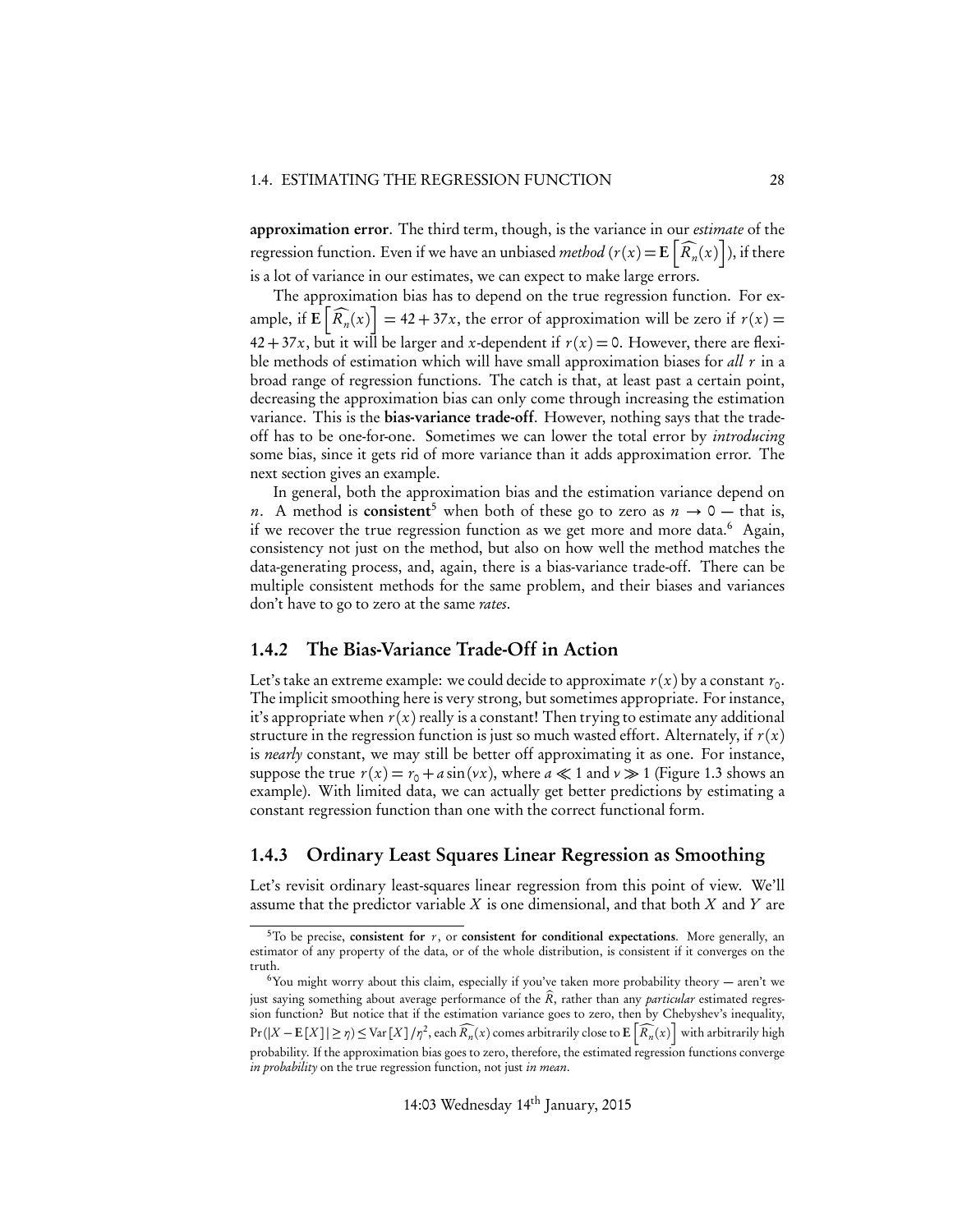**approximation error**. The third term, though, is the variance in our *estimate* of the regression function. Even if we have an unbiased *method* ($r(x) = \mathbf{E}\left[\widehat{R_n}(x)\right]$), if there is a lot of variance in our estimates, we can expect to make large errors.

The approximation bias has to depend on the true regression function. For example, if $\mathbf{E}\left[\widehat{R_n}(x)\right] = 42 + 37x$, the error of approximation will be zero if $r(x) = 42 + 37x$, but it will be larger and $x$-dependent if $r(x) = 0$. However, there are flexible methods of estimation which will have small approximation biases for *all* $r$ in a broad range of regression functions. The catch is that, at least past a certain point, decreasing the approximation bias can only come through increasing the estimation variance. This is the **bias-variance trade-off**. However, nothing says that the trade-off has to be one-for-one. Sometimes we can lower the total error by *introducing* some bias, since it gets rid of more variance than it adds approximation error. The next section gives an example.

In general, both the approximation bias and the estimation variance depend on $n$. A method is **consistent**[5] when both of these go to zero as $n \to 0$ — that is, if we recover the true regression function as we get more and more data.[6] Again, consistency not just on the method, but also on how well the method matches the data-generating process, and, again, there is a bias-variance trade-off. There can be multiple consistent methods for the same problem, and their biases and variances don't have to go to zero at the same *rates*.

### 1.4.2 The Bias-Variance Trade-Off in Action

Let's take an extreme example: we could decide to approximate $r(x)$ by a constant $r_0$. The implicit smoothing here is very strong, but sometimes appropriate. For instance, it's appropriate when $r(x)$ really is a constant! Then trying to estimate any additional structure in the regression function is just so much wasted effort. Alternately, if $r(x)$ is *nearly* constant, we may still be better off approximating it as one. For instance, suppose the true $r(x) = r_0 + a\sin(\nu x)$, where $a \ll 1$ and $\nu \gg 1$ (Figure 1.3 shows an example). With limited data, we can actually get better predictions by estimating a constant regression function than one with the correct functional form.

### 1.4.3 Ordinary Least Squares Linear Regression as Smoothing

Let's revisit ordinary least-squares linear regression from this point of view. We'll assume that the predictor variable $X$ is one dimensional, and that both $X$ and $Y$ are

---

[5] To be precise, **consistent for** $r$, or **consistent for conditional expectations**. More generally, an estimator of any property of the data, or of the whole distribution, is consistent if it converges on the truth.

[6] You might worry about this claim, especially if you've taken more probability theory — aren't we just saying something about average performance of the $\widehat{R}$, rather than any *particular* estimated regression function? But notice that if the estimation variance goes to zero, then by Chebyshev's inequality, $\Pr(|X - \mathbf{E}[X]| \geq \eta) \leq \text{Var}[X]/\eta^2$, each $\widehat{R_n}(x)$ comes arbitrarily close to $\mathbf{E}\left[\widehat{R_n}(x)\right]$ with arbitrarily high probability. If the approximation bias goes to zero, therefore, the estimated regression functions converge *in probability* on the true regression function, not just *in mean*.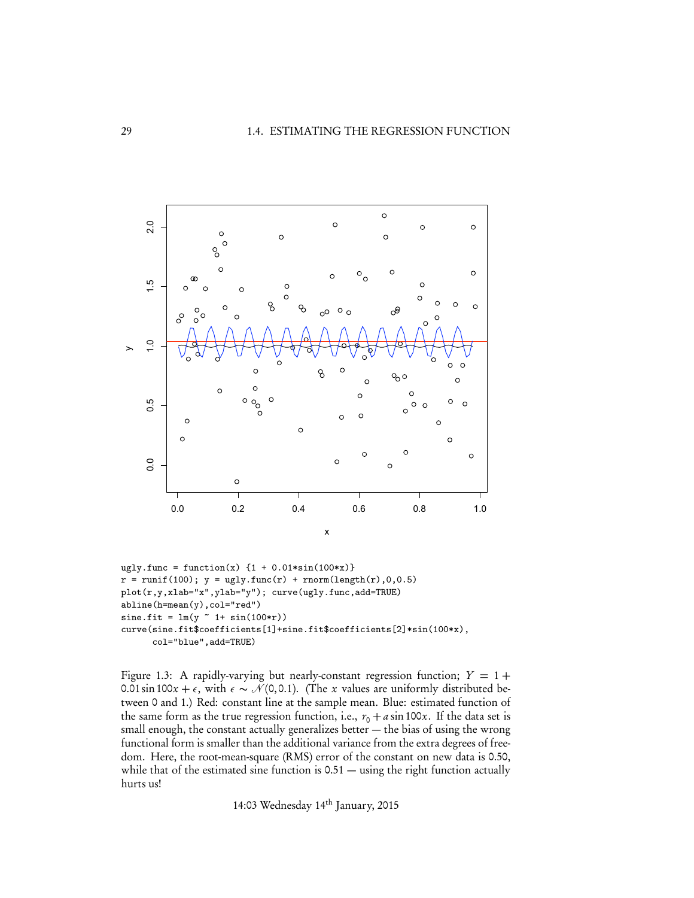```
ugly.func = function(x) {1 + 0.01*sin(100*x)}
r = runif(100); y = ugly.func(r) + rnorm(length(r),0,0.5)
plot(r,y,xlab="x",ylab="y"); curve(ugly.func,add=TRUE)
abline(h=mean(y),col="red")
sine.fit = lm(y ~ 1+ sin(100*r))
curve(sine.fit$coefficients[1]+sine.fit$coefficients[2]*sin(100*x),
      col="blue",add=TRUE)
```

Figure 1.3: A rapidly-varying but nearly-constant regression function; $Y = 1 + 0.01 \sin 100x + \epsilon$, with $\epsilon \sim \mathcal{N}(0, 0.1)$. (The $x$ values are uniformly distributed between 0 and 1.) Red: constant line at the sample mean. Blue: estimated function of the same form as the true regression function, i.e., $r_0 + a \sin 100x$. If the data set is small enough, the constant actually generalizes better — the bias of using the wrong functional form is smaller than the additional variance from the extra degrees of freedom. Here, the root-mean-square (RMS) error of the constant on new data is 0.50, while that of the estimated sine function is 0.51 — using the right function actually hurts us!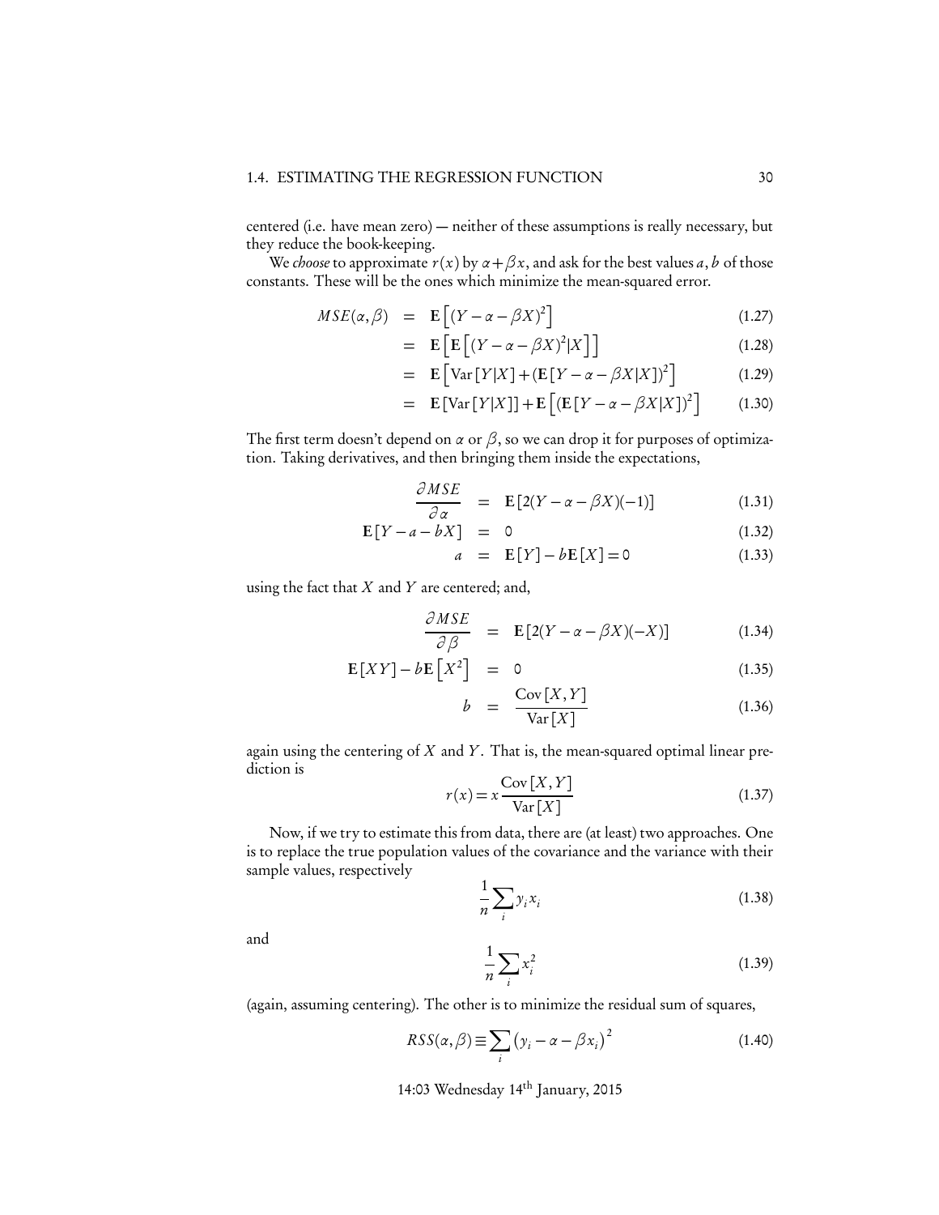centered (i.e. have mean zero) — neither of these assumptions is really necessary, but they reduce the book-keeping.

We *choose* to approximate $r(x)$ by $\alpha + \beta x$, and ask for the best values $a, b$ of those constants. These will be the ones which minimize the mean-squared error.

$$MSE(\alpha, \beta) = \mathbf{E}\left[(Y - \alpha - \beta X)^2\right] \tag{1.27}$$

$$= \mathbf{E}\left[\mathbf{E}\left[(Y - \alpha - \beta X)^2 | X\right]\right] \tag{1.28}$$

$$= \mathbf{E}\left[\mathrm{Var}\left[Y|X\right] + (\mathbf{E}\left[Y - \alpha - \beta X|X\right])^2\right] \tag{1.29}$$

$$= \mathbf{E}\left[\mathrm{Var}\left[Y|X\right]\right] + \mathbf{E}\left[(\mathbf{E}\left[Y - \alpha - \beta X|X\right])^2\right] \tag{1.30}$$

The first term doesn't depend on $\alpha$ or $\beta$, so we can drop it for purposes of optimization. Taking derivatives, and then bringing them inside the expectations,

$$\frac{\partial MSE}{\partial \alpha} = \mathbf{E}\left[2(Y - \alpha - \beta X)(-1)\right] \tag{1.31}$$

$$\mathbf{E}\left[Y - a - bX\right] = 0 \tag{1.32}$$

$$a = \mathbf{E}\left[Y\right] - b\mathbf{E}\left[X\right] = 0 \tag{1.33}$$

using the fact that $X$ and $Y$ are centered; and,

$$\frac{\partial MSE}{\partial \beta} = \mathbf{E}\left[2(Y - \alpha - \beta X)(-X)\right] \tag{1.34}$$

$$\mathbf{E}\left[XY\right] - b\mathbf{E}\left[X^2\right] = 0 \tag{1.35}$$

$$b = \frac{\mathrm{Cov}\left[X, Y\right]}{\mathrm{Var}\left[X\right]} \tag{1.36}$$

again using the centering of $X$ and $Y$. That is, the mean-squared optimal linear prediction is

$$r(x) = x\frac{\mathrm{Cov}\left[X, Y\right]}{\mathrm{Var}\left[X\right]} \tag{1.37}$$

Now, if we try to estimate this from data, there are (at least) two approaches. One is to replace the true population values of the covariance and the variance with their sample values, respectively

$$\frac{1}{n}\sum_i y_i x_i \tag{1.38}$$

and

$$\frac{1}{n}\sum_i x_i^2 \tag{1.39}$$

(again, assuming centering). The other is to minimize the residual sum of squares,

$$RSS(\alpha, \beta) \equiv \sum_i \left(y_i - \alpha - \beta x_i\right)^2 \tag{1.40}$$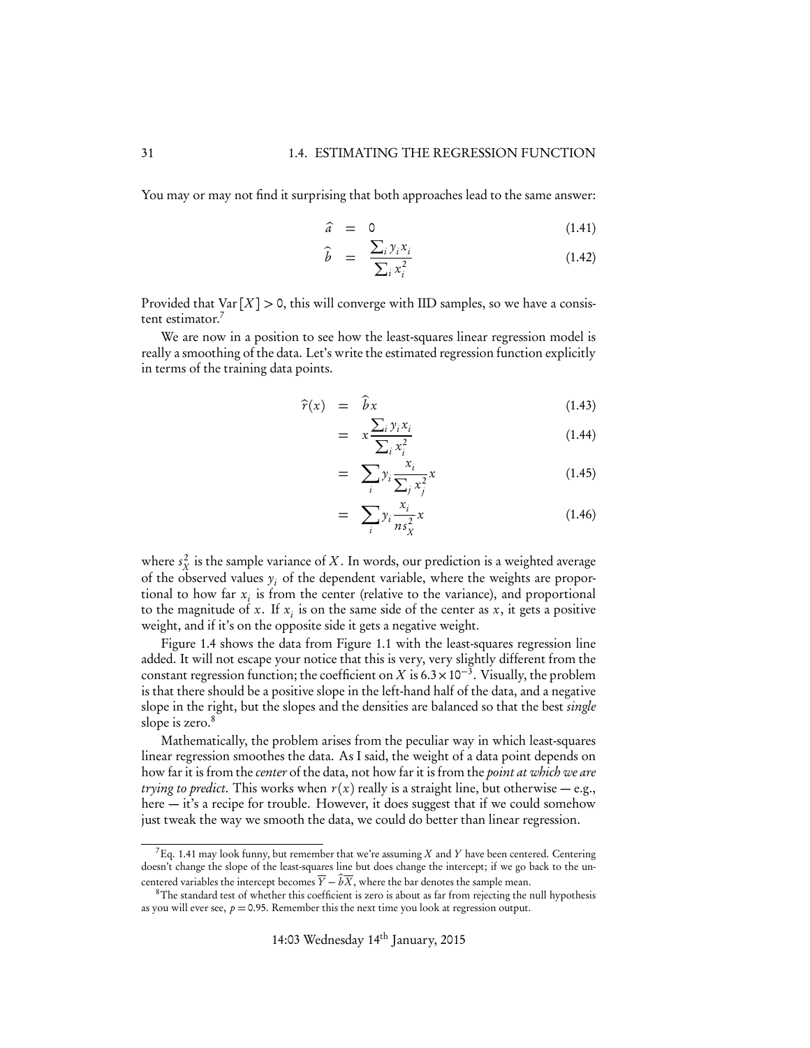You may or may not find it surprising that both approaches lead to the same answer:

$$\hat{a} = 0 \tag{1.41}$$

$$\hat{b} = \frac{\sum_i y_i x_i}{\sum_i x_i^2} \tag{1.42}$$

Provided that $\mathrm{Var}[X] > 0$, this will converge with IID samples, so we have a consistent estimator.[7]

We are now in a position to see how the least-squares linear regression model is really a smoothing of the data. Let's write the estimated regression function explicitly in terms of the training data points.

$$\hat{r}(x) = \hat{b}x \tag{1.43}$$

$$= x\frac{\sum_i y_i x_i}{\sum_i x_i^2} \tag{1.44}$$

$$= \sum_i y_i \frac{x_i}{\sum_j x_j^2} x \tag{1.45}$$

$$= \sum_i y_i \frac{x_i}{n s_X^2} x \tag{1.46}$$

where $s_X^2$ is the sample variance of $X$. In words, our prediction is a weighted average of the observed values $y_i$ of the dependent variable, where the weights are proportional to how far $x_i$ is from the center (relative to the variance), and proportional to the magnitude of $x$. If $x_i$ is on the same side of the center as $x$, it gets a positive weight, and if it's on the opposite side it gets a negative weight.

Figure 1.4 shows the data from Figure 1.1 with the least-squares regression line added. It will not escape your notice that this is very, very slightly different from the constant regression function; the coefficient on $X$ is $6.3 \times 10^{-3}$. Visually, the problem is that there should be a positive slope in the left-hand half of the data, and a negative slope in the right, but the slopes and the densities are balanced so that the best *single* slope is zero.[8]

Mathematically, the problem arises from the peculiar way in which least-squares linear regression smoothes the data. As I said, the weight of a data point depends on how far it is from the *center* of the data, not how far it is from the *point at which we are trying to predict*. This works when $r(x)$ really is a straight line, but otherwise — e.g., here — it's a recipe for trouble. However, it does suggest that if we could somehow just tweak the way we smooth the data, we could do better than linear regression.

---

[7] Eq. 1.41 may look funny, but remember that we're assuming $X$ and $Y$ have been centered. Centering doesn't change the slope of the least-squares line but does change the intercept; if we go back to the uncentered variables the intercept becomes $\overline{Y} - \hat{b}\overline{X}$, where the bar denotes the sample mean.

[8] The standard test of whether this coefficient is zero is about as far from rejecting the null hypothesis as you will ever see, $p = 0.95$. Remember this the next time you look at regression output.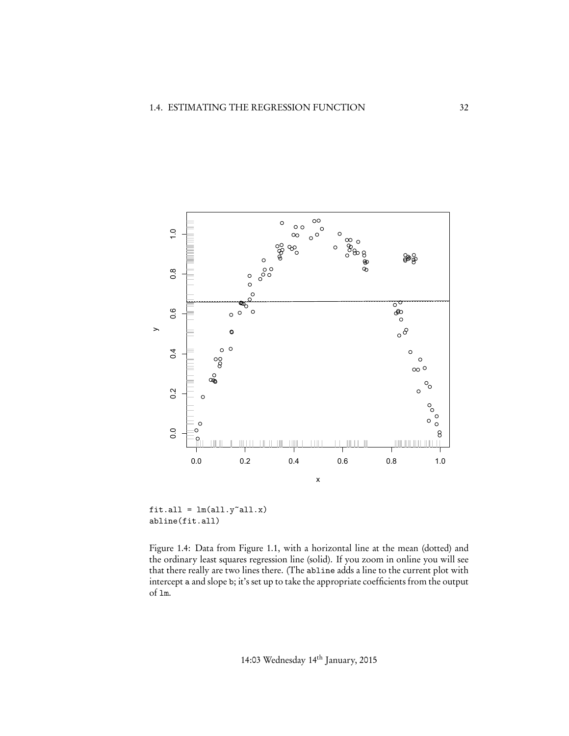```
fit.all = lm(all.y~all.x)
abline(fit.all)
```

Figure 1.4: Data from Figure 1.1, with a horizontal line at the mean (dotted) and the ordinary least squares regression line (solid). If you zoom in online you will see that there really are two lines there. (The `abline` adds a line to the current plot with intercept `a` and slope `b`; it's set up to take the appropriate coefficients from the output of `lm`.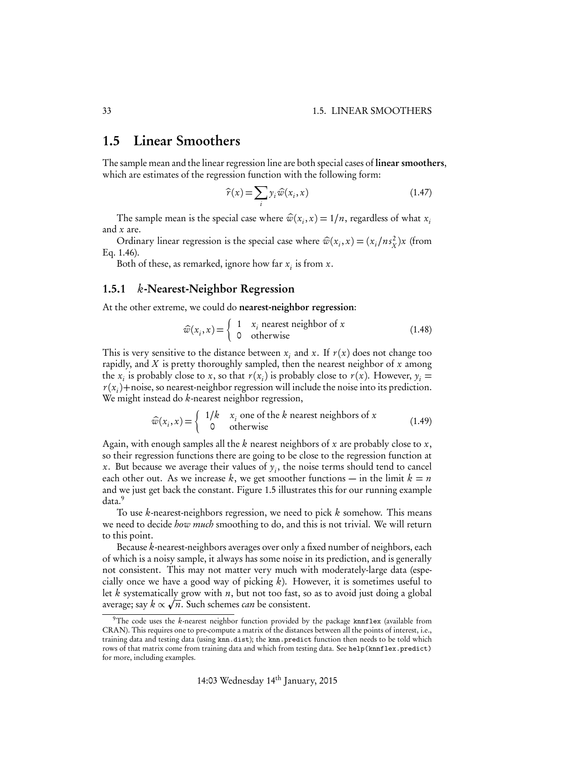## 1.5 Linear Smoothers

The sample mean and the linear regression line are both special cases of **linear smoothers**, which are estimates of the regression function with the following form:

$$\widehat{r}(x) = \sum_i y_i \widehat{w}(x_i, x) \tag{1.47}$$

The sample mean is the special case where $\widehat{w}(x_i, x) = 1/n$, regardless of what $x_i$ and $x$ are.

Ordinary linear regression is the special case where $\widehat{w}(x_i, x) = (x_i / n s_X^2) x$ (from Eq. 1.46).

Both of these, as remarked, ignore how far $x_i$ is from $x$.

### 1.5.1 $k$-Nearest-Neighbor Regression

At the other extreme, we could do **nearest-neighbor regression**:

$$\widehat{w}(x_i, x) = \begin{cases} 1 & x_i \text{ nearest neighbor of } x \\ 0 & \text{otherwise} \end{cases} \tag{1.48}$$

This is very sensitive to the distance between $x_i$ and $x$. If $r(x)$ does not change too rapidly, and $X$ is pretty thoroughly sampled, then the nearest neighbor of $x$ among the $x_i$ is probably close to $x$, so that $r(x_i)$ is probably close to $r(x)$. However, $y_i = r(x_i) + \text{noise}$, so nearest-neighbor regression will include the noise into its prediction. We might instead do $k$-nearest neighbor regression,

$$\widehat{w}(x_i, x) = \begin{cases} 1/k & x_i \text{ one of the } k \text{ nearest neighbors of } x \\ 0 & \text{otherwise} \end{cases} \tag{1.49}$$

Again, with enough samples all the $k$ nearest neighbors of $x$ are probably close to $x$, so their regression functions there are going to be close to the regression function at $x$. But because we average their values of $y_i$, the noise terms should tend to cancel each other out. As we increase $k$, we get smoother functions — in the limit $k = n$ and we just get back the constant. Figure 1.5 illustrates this for our running example data.[9]

To use $k$-nearest-neighbors regression, we need to pick $k$ somehow. This means we need to decide *how much* smoothing to do, and this is not trivial. We will return to this point.

Because $k$-nearest-neighbors averages over only a fixed number of neighbors, each of which is a noisy sample, it always has some noise in its prediction, and is generally not consistent. This may not matter very much with moderately-large data (especially once we have a good way of picking $k$). However, it is sometimes useful to let $k$ systematically grow with $n$, but not too fast, so as to avoid just doing a global average; say $k \propto \sqrt{n}$. Such schemes *can* be consistent.

[9] The code uses the $k$-nearest neighbor function provided by the package `knnflex` (available from CRAN). This requires one to pre-compute a matrix of the distances between all the points of interest, i.e., training data and testing data (using `knn.dist`); the `knn.predict` function then needs to be told which rows of that matrix come from training data and which from testing data. See `help(knnflex.predict)` for more, including examples.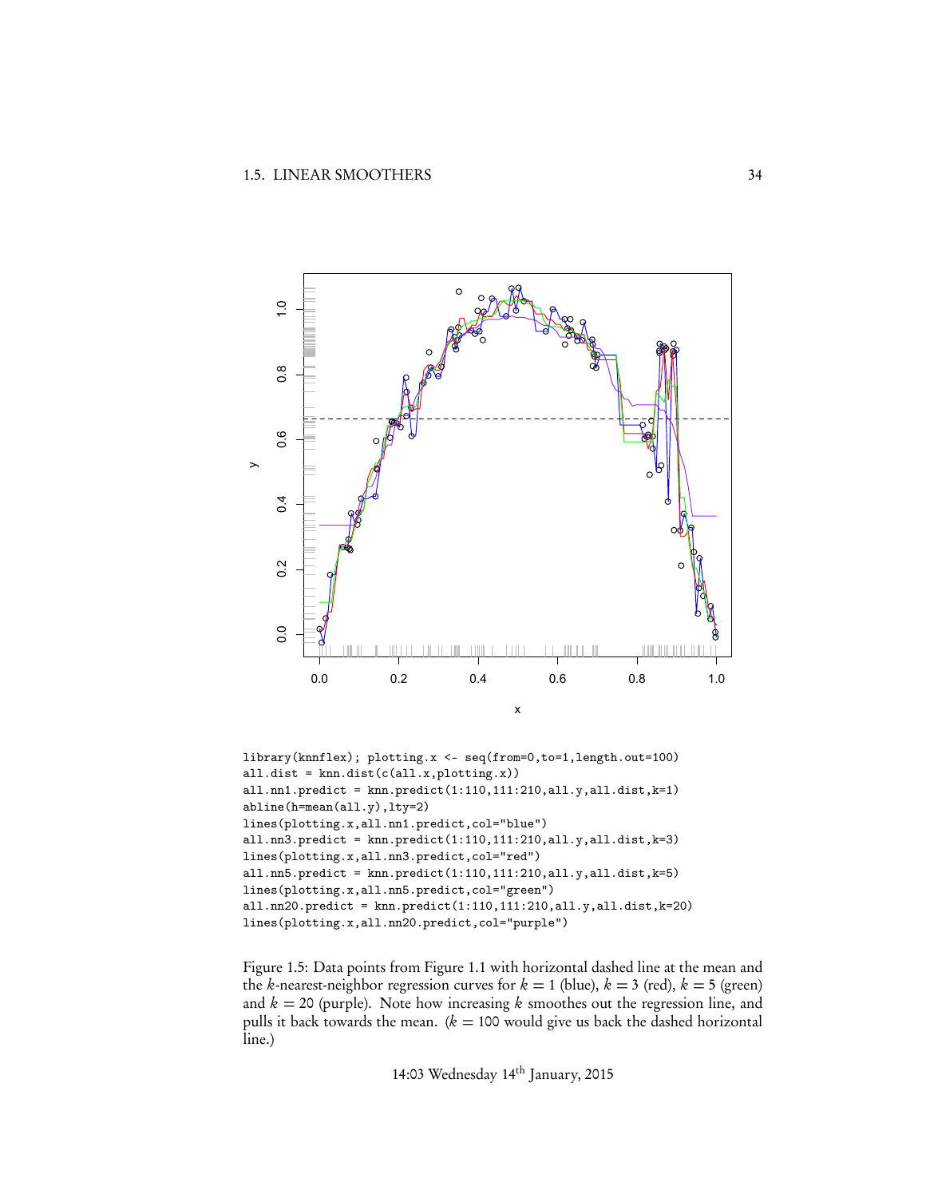```
library(knnflex); plotting.x <- seq(from=0,to=1,length.out=100)
all.dist = knn.dist(c(all.x,plotting.x))
all.nn1.predict = knn.predict(1:110,111:210,all.y,all.dist,k=1)
abline(h=mean(all.y),lty=2)
lines(plotting.x,all.nn1.predict,col="blue")
all.nn3.predict = knn.predict(1:110,111:210,all.y,all.dist,k=3)
lines(plotting.x,all.nn3.predict,col="red")
all.nn5.predict = knn.predict(1:110,111:210,all.y,all.dist,k=5)
lines(plotting.x,all.nn5.predict,col="green")
all.nn20.predict = knn.predict(1:110,111:210,all.y,all.dist,k=20)
lines(plotting.x,all.nn20.predict,col="purple")
```

Figure 1.5: Data points from Figure 1.1 with horizontal dashed line at the mean and the $k$-nearest-neighbor regression curves for $k = 1$ (blue), $k = 3$ (red), $k = 5$ (green) and $k = 20$ (purple). Note how increasing $k$ smoothes out the regression line, and pulls it back towards the mean. ($k = 100$ would give us back the dashed horizontal line.)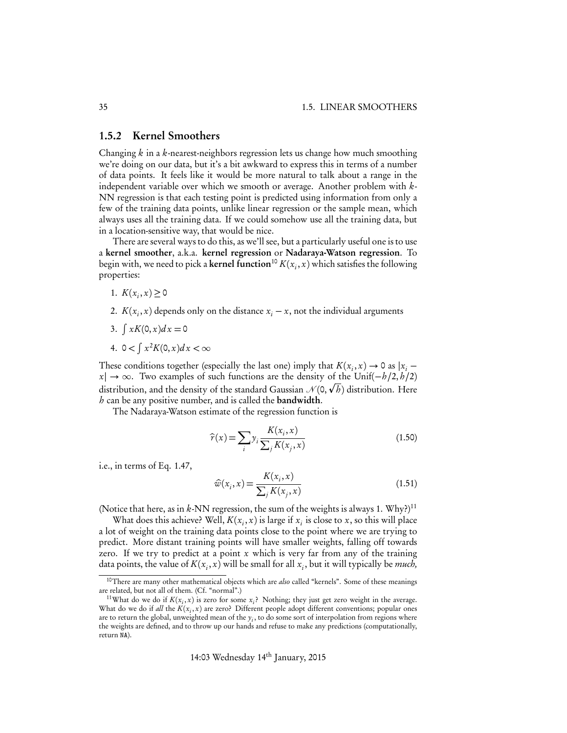### 1.5.2 Kernel Smoothers

Changing $k$ in a $k$-nearest-neighbors regression lets us change how much smoothing we're doing on our data, but it's a bit awkward to express this in terms of a number of data points. It feels like it would be more natural to talk about a range in the independent variable over which we smooth or average. Another problem with $k$-NN regression is that each testing point is predicted using information from only a few of the training data points, unlike linear regression or the sample mean, which always uses all the training data. If we could somehow use all the training data, but in a location-sensitive way, that would be nice.

There are several ways to do this, as we'll see, but a particularly useful one is to use a **kernel smoother**, a.k.a. **kernel regression** or **Nadaraya-Watson regression**. To begin with, we need to pick a **kernel function**[10] $K(x_i, x)$ which satisfies the following properties:

1. $K(x_i, x) \geq 0$
2. $K(x_i, x)$ depends only on the distance $x_i - x$, not the individual arguments
3. $\int x K(0, x) dx = 0$
4. $0 < \int x^2 K(0, x) dx < \infty$

These conditions together (especially the last one) imply that $K(x_i, x) \to 0$ as $|x_i - x| \to \infty$. Two examples of such functions are the density of the $\text{Unif}(-h/2, h/2)$ distribution, and the density of the standard Gaussian $\mathcal{N}(0, \sqrt{h})$ distribution. Here $h$ can be any positive number, and is called the **bandwidth**.

The Nadaraya-Watson estimate of the regression function is

$$\widehat{r}(x) = \sum_i y_i \frac{K(x_i, x)}{\sum_j K(x_j, x)} \tag{1.50}$$

i.e., in terms of Eq. 1.47,

$$\widehat{w}(x_i, x) = \frac{K(x_i, x)}{\sum_j K(x_j, x)} \tag{1.51}$$

(Notice that here, as in $k$-NN regression, the sum of the weights is always 1. Why?)[11]

What does this achieve? Well, $K(x_i, x)$ is large if $x_i$ is close to $x$, so this will place a lot of weight on the training data points close to the point where we are trying to predict. More distant training points will have smaller weights, falling off towards zero. If we try to predict at a point $x$ which is very far from any of the training data points, the value of $K(x_i, x)$ will be small for all $x_i$, but it will typically be *much,*

[10] There are many other mathematical objects which are *also* called "kernels". Some of these meanings are related, but not all of them. (Cf. "normal".)

[11] What do we do if $K(x_i, x)$ is zero for some $x_i$? Nothing; they just get zero weight in the average. What do we do if *all* the $K(x_i, x)$ are zero? Different people adopt different conventions; popular ones are to return the global, unweighted mean of the $y_i$, to do some sort of interpolation from regions where the weights are defined, and to throw up our hands and refuse to make any predictions (computationally, return `NA`).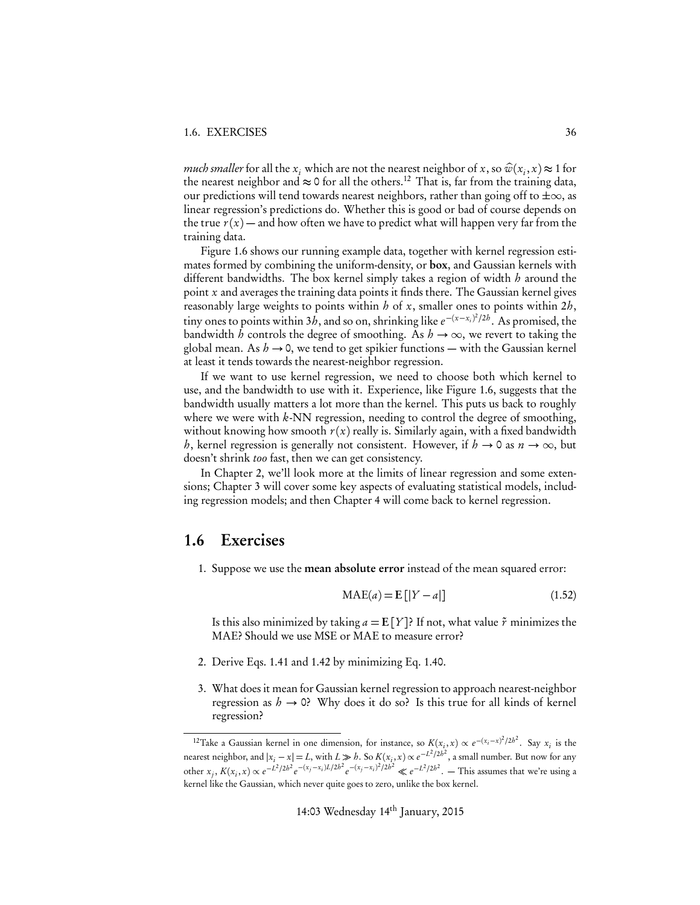*much smaller* for all the $x_i$ which are not the nearest neighbor of $x$, so $\widehat{w}(x_i, x) \approx 1$ for the nearest neighbor and $\approx 0$ for all the others.[12] That is, far from the training data, our predictions will tend towards nearest neighbors, rather than going off to $\pm\infty$, as linear regression's predictions do. Whether this is good or bad of course depends on the true $r(x)$ — and how often we have to predict what will happen very far from the training data.

Figure 1.6 shows our running example data, together with kernel regression estimates formed by combining the uniform-density, or **box**, and Gaussian kernels with different bandwidths. The box kernel simply takes a region of width $h$ around the point $x$ and averages the training data points it finds there. The Gaussian kernel gives reasonably large weights to points within $h$ of $x$, smaller ones to points within $2h$, tiny ones to points within $3h$, and so on, shrinking like $e^{-(x-x_i)^2/2h}$. As promised, the bandwidth $h$ controls the degree of smoothing. As $h \to \infty$, we revert to taking the global mean. As $h \to 0$, we tend to get spikier functions — with the Gaussian kernel at least it tends towards the nearest-neighbor regression.

If we want to use kernel regression, we need to choose both which kernel to use, and the bandwidth to use with it. Experience, like Figure 1.6, suggests that the bandwidth usually matters a lot more than the kernel. This puts us back to roughly where we were with $k$-NN regression, needing to control the degree of smoothing, without knowing how smooth $r(x)$ really is. Similarly again, with a fixed bandwidth $h$, kernel regression is generally not consistent. However, if $h \to 0$ as $n \to \infty$, but doesn't shrink *too* fast, then we can get consistency.

In Chapter 2, we'll look more at the limits of linear regression and some extensions; Chapter 3 will cover some key aspects of evaluating statistical models, including regression models; and then Chapter 4 will come back to kernel regression.

## 1.6 Exercises

1. Suppose we use the **mean absolute error** instead of the mean squared error:

$$\mathrm{MAE}(a) = \mathbf{E}\left[|Y - a|\right] \tag{1.52}$$

   Is this also minimized by taking $a = \mathbf{E}[Y]$? If not, what value $\tilde{r}$ minimizes the MAE? Should we use MSE or MAE to measure error?

2. Derive Eqs. 1.41 and 1.42 by minimizing Eq. 1.40.

3. What does it mean for Gaussian kernel regression to approach nearest-neighbor regression as $h \to 0$? Why does it do so? Is this true for all kinds of kernel regression?

[12] Take a Gaussian kernel in one dimension, for instance, so $K(x_i, x) \propto e^{-(x_i - x)^2/2h^2}$. Say $x_i$ is the nearest neighbor, and $|x_i - x| = L$, with $L \gg h$. So $K(x_i, x) \propto e^{-L^2/2h^2}$, a small number. But now for any other $x_j$, $K(x_i, x) \propto e^{-L^2/2h^2} e^{-(x_j - x_i)L/2h^2} e^{-(x_j - x_i)^2/2h^2} \ll e^{-L^2/2h^2}$. — This assumes that we're using a kernel like the Gaussian, which never quite goes to zero, unlike the box kernel.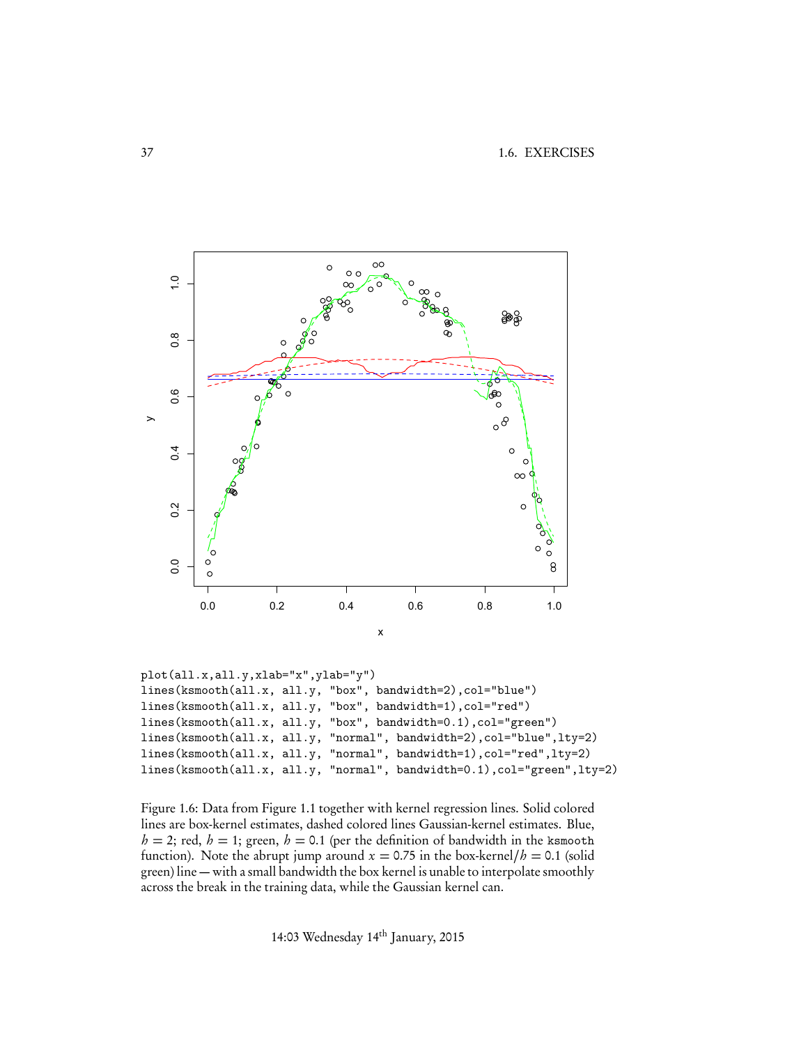```
plot(all.x,all.y,xlab="x",ylab="y")
lines(ksmooth(all.x, all.y, "box", bandwidth=2),col="blue")
lines(ksmooth(all.x, all.y, "box", bandwidth=1),col="red")
lines(ksmooth(all.x, all.y, "box", bandwidth=0.1),col="green")
lines(ksmooth(all.x, all.y, "normal", bandwidth=2),col="blue",lty=2)
lines(ksmooth(all.x, all.y, "normal", bandwidth=1),col="red",lty=2)
lines(ksmooth(all.x, all.y, "normal", bandwidth=0.1),col="green",lty=2)
```

Figure 1.6: Data from Figure 1.1 together with kernel regression lines. Solid colored lines are box-kernel estimates, dashed colored lines Gaussian-kernel estimates. Blue, $h = 2$; red, $h = 1$; green, $h = 0.1$ (per the definition of bandwidth in the `ksmooth` function). Note the abrupt jump around $x = 0.75$ in the box-kernel/$h = 0.1$ (solid green) line — with a small bandwidth the box kernel is unable to interpolate smoothly across the break in the training data, while the Gaussian kernel can.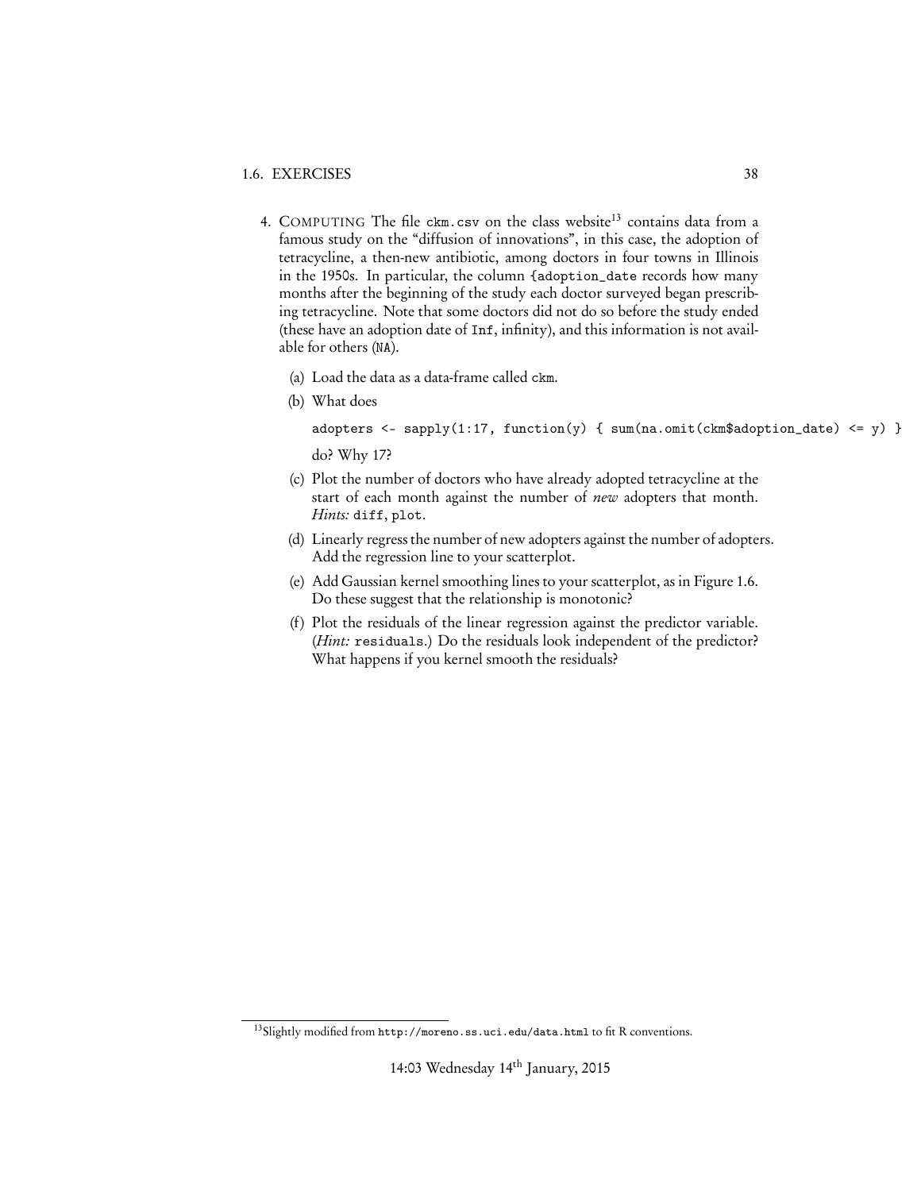4. COMPUTING The file `ckm.csv` on the class website[13] contains data from a famous study on the "diffusion of innovations", in this case, the adoption of tetracycline, a then-new antibiotic, among doctors in four towns in Illinois in the 1950s. In particular, the column {`adoption_date` records how many months after the beginning of the study each doctor surveyed began prescribing tetracycline. Note that some doctors did not do so before the study ended (these have an adoption date of `Inf`, infinity), and this information is not available for others (`NA`).

   (a) Load the data as a data-frame called `ckm`.

   (b) What does

   ```
   adopters <- sapply(1:17, function(y) { sum(na.omit(ckm$adoption_date) <= y) }
   ```

   do? Why 17?

   (c) Plot the number of doctors who have already adopted tetracycline at the start of each month against the number of *new* adopters that month. *Hints:* `diff`, `plot`.

   (d) Linearly regress the number of new adopters against the number of adopters. Add the regression line to your scatterplot.

   (e) Add Gaussian kernel smoothing lines to your scatterplot, as in Figure 1.6. Do these suggest that the relationship is monotonic?

   (f) Plot the residuals of the linear regression against the predictor variable. (*Hint:* `residuals`.) Do the residuals look independent of the predictor? What happens if you kernel smooth the residuals?

[13] Slightly modified from `http://moreno.ss.uci.edu/data.html` to fit R conventions.